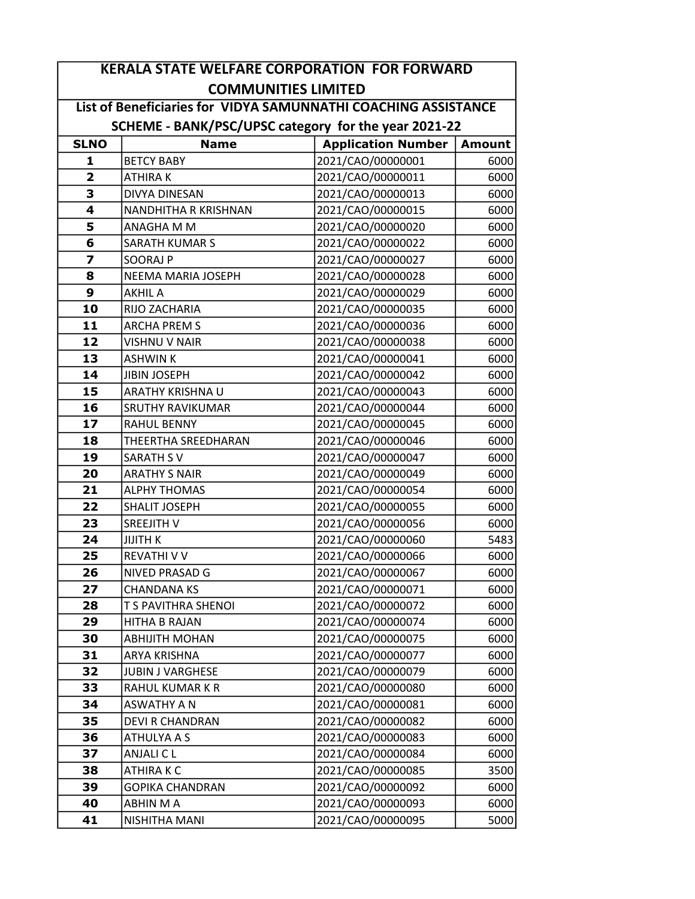# KERALA STATE WELFARE CORPORATION FOR FORWARD COMMUNITIES LIMITED

## List of Beneficiaries for VIDYA SAMUNNATHI COACHING ASSISTANCE SCHEME - BANK/PSC/UPSC category for the year 2021-22

| SLNO | Name | Application Number | Amount |
|---|---|---|---|
| 1 | BETCY BABY | 2021/CAO/00000001 | 6000 |
| 2 | ATHIRA K | 2021/CAO/00000011 | 6000 |
| 3 | DIVYA DINESAN | 2021/CAO/00000013 | 6000 |
| 4 | NANDHITHA R KRISHNAN | 2021/CAO/00000015 | 6000 |
| 5 | ANAGHA M M | 2021/CAO/00000020 | 6000 |
| 6 | SARATH KUMAR S | 2021/CAO/00000022 | 6000 |
| 7 | SOORAJ P | 2021/CAO/00000027 | 6000 |
| 8 | NEEMA MARIA JOSEPH | 2021/CAO/00000028 | 6000 |
| 9 | AKHIL A | 2021/CAO/00000029 | 6000 |
| 10 | RIJO ZACHARIA | 2021/CAO/00000035 | 6000 |
| 11 | ARCHA PREM S | 2021/CAO/00000036 | 6000 |
| 12 | VISHNU V NAIR | 2021/CAO/00000038 | 6000 |
| 13 | ASHWIN K | 2021/CAO/00000041 | 6000 |
| 14 | JIBIN JOSEPH | 2021/CAO/00000042 | 6000 |
| 15 | ARATHY KRISHNA U | 2021/CAO/00000043 | 6000 |
| 16 | SRUTHY RAVIKUMAR | 2021/CAO/00000044 | 6000 |
| 17 | RAHUL BENNY | 2021/CAO/00000045 | 6000 |
| 18 | THEERTHA SREEDHARAN | 2021/CAO/00000046 | 6000 |
| 19 | SARATH S V | 2021/CAO/00000047 | 6000 |
| 20 | ARATHY S NAIR | 2021/CAO/00000049 | 6000 |
| 21 | ALPHY THOMAS | 2021/CAO/00000054 | 6000 |
| 22 | SHALIT JOSEPH | 2021/CAO/00000055 | 6000 |
| 23 | SREEJITH V | 2021/CAO/00000056 | 6000 |
| 24 | JIJITH K | 2021/CAO/00000060 | 5483 |
| 25 | REVATHI V V | 2021/CAO/00000066 | 6000 |
| 26 | NIVED PRASAD G | 2021/CAO/00000067 | 6000 |
| 27 | CHANDANA KS | 2021/CAO/00000071 | 6000 |
| 28 | T S PAVITHRA SHENOI | 2021/CAO/00000072 | 6000 |
| 29 | HITHA B RAJAN | 2021/CAO/00000074 | 6000 |
| 30 | ABHIJITH MOHAN | 2021/CAO/00000075 | 6000 |
| 31 | ARYA KRISHNA | 2021/CAO/00000077 | 6000 |
| 32 | JUBIN J VARGHESE | 2021/CAO/00000079 | 6000 |
| 33 | RAHUL KUMAR K R | 2021/CAO/00000080 | 6000 |
| 34 | ASWATHY A N | 2021/CAO/00000081 | 6000 |
| 35 | DEVI R CHANDRAN | 2021/CAO/00000082 | 6000 |
| 36 | ATHULYA A S | 2021/CAO/00000083 | 6000 |
| 37 | ANJALI C L | 2021/CAO/00000084 | 6000 |
| 38 | ATHIRA K C | 2021/CAO/00000085 | 3500 |
| 39 | GOPIKA CHANDRAN | 2021/CAO/00000092 | 6000 |
| 40 | ABHIN M A | 2021/CAO/00000093 | 6000 |
| 41 | NISHITHA MANI | 2021/CAO/00000095 | 5000 |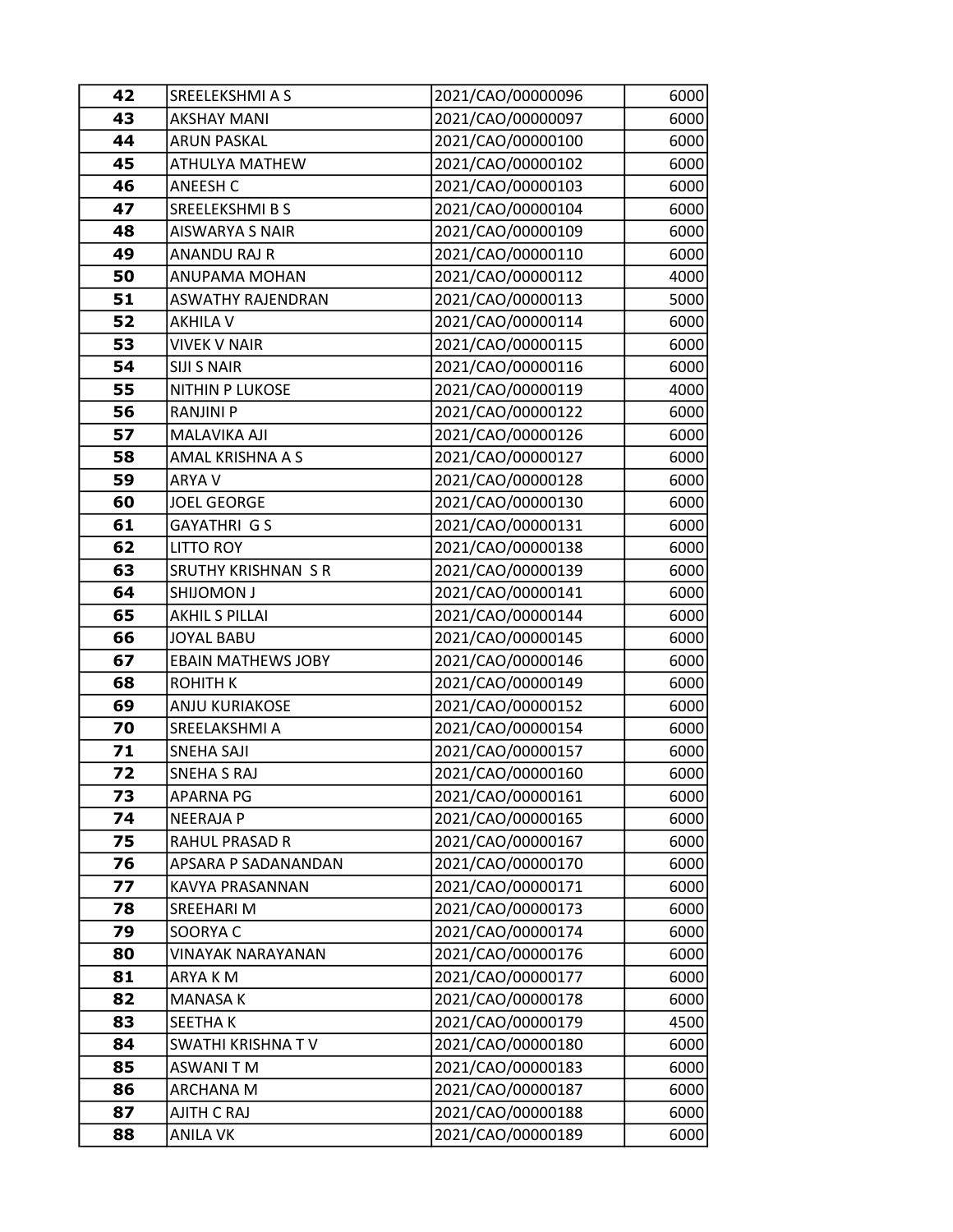| 42 | SREELEKSHMI A S | 2021/CAO/00000096 | 6000 |
|---|---|---|---|
| 43 | AKSHAY MANI | 2021/CAO/00000097 | 6000 |
| 44 | ARUN PASKAL | 2021/CAO/00000100 | 6000 |
| 45 | ATHULYA MATHEW | 2021/CAO/00000102 | 6000 |
| 46 | ANEESH C | 2021/CAO/00000103 | 6000 |
| 47 | SREELEKSHMI B S | 2021/CAO/00000104 | 6000 |
| 48 | AISWARYA S NAIR | 2021/CAO/00000109 | 6000 |
| 49 | ANANDU RAJ R | 2021/CAO/00000110 | 6000 |
| 50 | ANUPAMA MOHAN | 2021/CAO/00000112 | 4000 |
| 51 | ASWATHY RAJENDRAN | 2021/CAO/00000113 | 5000 |
| 52 | AKHILA V | 2021/CAO/00000114 | 6000 |
| 53 | VIVEK V NAIR | 2021/CAO/00000115 | 6000 |
| 54 | SIJI S NAIR | 2021/CAO/00000116 | 6000 |
| 55 | NITHIN P LUKOSE | 2021/CAO/00000119 | 4000 |
| 56 | RANJINI P | 2021/CAO/00000122 | 6000 |
| 57 | MALAVIKA AJI | 2021/CAO/00000126 | 6000 |
| 58 | AMAL KRISHNA A S | 2021/CAO/00000127 | 6000 |
| 59 | ARYA V | 2021/CAO/00000128 | 6000 |
| 60 | JOEL GEORGE | 2021/CAO/00000130 | 6000 |
| 61 | GAYATHRI G S | 2021/CAO/00000131 | 6000 |
| 62 | LITTO ROY | 2021/CAO/00000138 | 6000 |
| 63 | SRUTHY KRISHNAN S R | 2021/CAO/00000139 | 6000 |
| 64 | SHIJOMON J | 2021/CAO/00000141 | 6000 |
| 65 | AKHIL S PILLAI | 2021/CAO/00000144 | 6000 |
| 66 | JOYAL BABU | 2021/CAO/00000145 | 6000 |
| 67 | EBAIN MATHEWS JOBY | 2021/CAO/00000146 | 6000 |
| 68 | ROHITH K | 2021/CAO/00000149 | 6000 |
| 69 | ANJU KURIAKOSE | 2021/CAO/00000152 | 6000 |
| 70 | SREELAKSHMI A | 2021/CAO/00000154 | 6000 |
| 71 | SNEHA SAJI | 2021/CAO/00000157 | 6000 |
| 72 | SNEHA S RAJ | 2021/CAO/00000160 | 6000 |
| 73 | APARNA PG | 2021/CAO/00000161 | 6000 |
| 74 | NEERAJA P | 2021/CAO/00000165 | 6000 |
| 75 | RAHUL PRASAD R | 2021/CAO/00000167 | 6000 |
| 76 | APSARA P SADANANDAN | 2021/CAO/00000170 | 6000 |
| 77 | KAVYA PRASANNAN | 2021/CAO/00000171 | 6000 |
| 78 | SREEHARI M | 2021/CAO/00000173 | 6000 |
| 79 | SOORYA C | 2021/CAO/00000174 | 6000 |
| 80 | VINAYAK NARAYANAN | 2021/CAO/00000176 | 6000 |
| 81 | ARYA K M | 2021/CAO/00000177 | 6000 |
| 82 | MANASA K | 2021/CAO/00000178 | 6000 |
| 83 | SEETHA K | 2021/CAO/00000179 | 4500 |
| 84 | SWATHI KRISHNA T V | 2021/CAO/00000180 | 6000 |
| 85 | ASWANI T M | 2021/CAO/00000183 | 6000 |
| 86 | ARCHANA M | 2021/CAO/00000187 | 6000 |
| 87 | AJITH C RAJ | 2021/CAO/00000188 | 6000 |
| 88 | ANILA VK | 2021/CAO/00000189 | 6000 |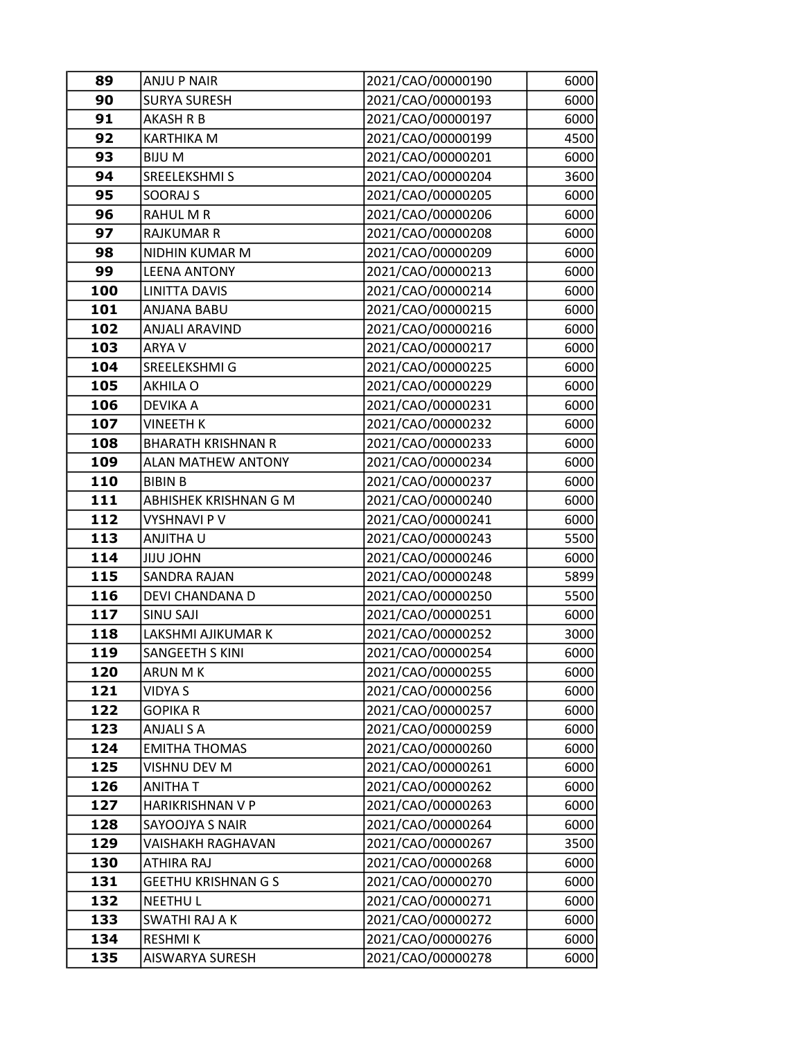| 89 | ANJU P NAIR | 2021/CAO/00000190 | 6000 |
|---|---|---|---|
| 90 | SURYA SURESH | 2021/CAO/00000193 | 6000 |
| 91 | AKASH R B | 2021/CAO/00000197 | 6000 |
| 92 | KARTHIKA M | 2021/CAO/00000199 | 4500 |
| 93 | BIJU M | 2021/CAO/00000201 | 6000 |
| 94 | SREELEKSHMI S | 2021/CAO/00000204 | 3600 |
| 95 | SOORAJ S | 2021/CAO/00000205 | 6000 |
| 96 | RAHUL M R | 2021/CAO/00000206 | 6000 |
| 97 | RAJKUMAR R | 2021/CAO/00000208 | 6000 |
| 98 | NIDHIN KUMAR M | 2021/CAO/00000209 | 6000 |
| 99 | LEENA ANTONY | 2021/CAO/00000213 | 6000 |
| 100 | LINITTA DAVIS | 2021/CAO/00000214 | 6000 |
| 101 | ANJANA BABU | 2021/CAO/00000215 | 6000 |
| 102 | ANJALI ARAVIND | 2021/CAO/00000216 | 6000 |
| 103 | ARYA V | 2021/CAO/00000217 | 6000 |
| 104 | SREELEKSHMI G | 2021/CAO/00000225 | 6000 |
| 105 | AKHILA O | 2021/CAO/00000229 | 6000 |
| 106 | DEVIKA A | 2021/CAO/00000231 | 6000 |
| 107 | VINEETH K | 2021/CAO/00000232 | 6000 |
| 108 | BHARATH KRISHNAN R | 2021/CAO/00000233 | 6000 |
| 109 | ALAN MATHEW ANTONY | 2021/CAO/00000234 | 6000 |
| 110 | BIBIN B | 2021/CAO/00000237 | 6000 |
| 111 | ABHISHEK KRISHNAN G M | 2021/CAO/00000240 | 6000 |
| 112 | VYSHNAVI P V | 2021/CAO/00000241 | 6000 |
| 113 | ANJITHA U | 2021/CAO/00000243 | 5500 |
| 114 | JIJU JOHN | 2021/CAO/00000246 | 6000 |
| 115 | SANDRA RAJAN | 2021/CAO/00000248 | 5899 |
| 116 | DEVI CHANDANA D | 2021/CAO/00000250 | 5500 |
| 117 | SINU SAJI | 2021/CAO/00000251 | 6000 |
| 118 | LAKSHMI AJIKUMAR K | 2021/CAO/00000252 | 3000 |
| 119 | SANGEETH S KINI | 2021/CAO/00000254 | 6000 |
| 120 | ARUN M K | 2021/CAO/00000255 | 6000 |
| 121 | VIDYA S | 2021/CAO/00000256 | 6000 |
| 122 | GOPIKA R | 2021/CAO/00000257 | 6000 |
| 123 | ANJALI S A | 2021/CAO/00000259 | 6000 |
| 124 | EMITHA THOMAS | 2021/CAO/00000260 | 6000 |
| 125 | VISHNU DEV M | 2021/CAO/00000261 | 6000 |
| 126 | ANITHA T | 2021/CAO/00000262 | 6000 |
| 127 | HARIKRISHNAN V P | 2021/CAO/00000263 | 6000 |
| 128 | SAYOOJYA S NAIR | 2021/CAO/00000264 | 6000 |
| 129 | VAISHAKH RAGHAVAN | 2021/CAO/00000267 | 3500 |
| 130 | ATHIRA RAJ | 2021/CAO/00000268 | 6000 |
| 131 | GEETHU KRISHNAN G S | 2021/CAO/00000270 | 6000 |
| 132 | NEETHU L | 2021/CAO/00000271 | 6000 |
| 133 | SWATHI RAJ A K | 2021/CAO/00000272 | 6000 |
| 134 | RESHMI K | 2021/CAO/00000276 | 6000 |
| 135 | AISWARYA SURESH | 2021/CAO/00000278 | 6000 |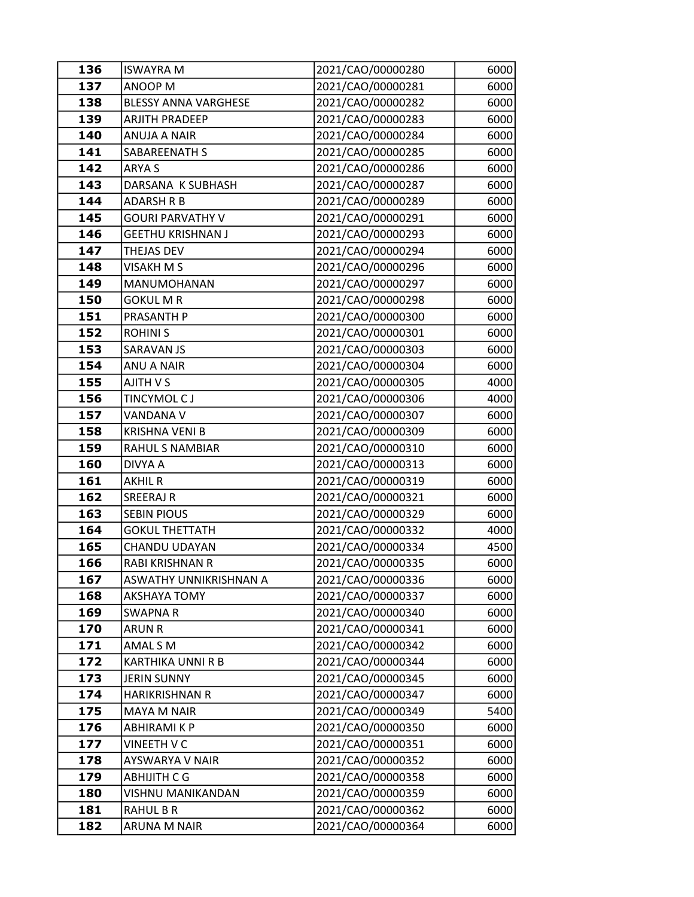| | | | |
|---|---|---|---|
| **136** | ISWAYRA M | 2021/CAO/00000280 | 6000 |
| **137** | ANOOP M | 2021/CAO/00000281 | 6000 |
| **138** | BLESSY ANNA VARGHESE | 2021/CAO/00000282 | 6000 |
| **139** | ARJITH PRADEEP | 2021/CAO/00000283 | 6000 |
| **140** | ANUJA A NAIR | 2021/CAO/00000284 | 6000 |
| **141** | SABAREENATH S | 2021/CAO/00000285 | 6000 |
| **142** | ARYA S | 2021/CAO/00000286 | 6000 |
| **143** | DARSANA K SUBHASH | 2021/CAO/00000287 | 6000 |
| **144** | ADARSH R B | 2021/CAO/00000289 | 6000 |
| **145** | GOURI PARVATHY V | 2021/CAO/00000291 | 6000 |
| **146** | GEETHU KRISHNAN J | 2021/CAO/00000293 | 6000 |
| **147** | THEJAS DEV | 2021/CAO/00000294 | 6000 |
| **148** | VISAKH M S | 2021/CAO/00000296 | 6000 |
| **149** | MANUMOHANAN | 2021/CAO/00000297 | 6000 |
| **150** | GOKUL M R | 2021/CAO/00000298 | 6000 |
| **151** | PRASANTH P | 2021/CAO/00000300 | 6000 |
| **152** | ROHINI S | 2021/CAO/00000301 | 6000 |
| **153** | SARAVAN JS | 2021/CAO/00000303 | 6000 |
| **154** | ANU A NAIR | 2021/CAO/00000304 | 6000 |
| **155** | AJITH V S | 2021/CAO/00000305 | 4000 |
| **156** | TINCYMOL C J | 2021/CAO/00000306 | 4000 |
| **157** | VANDANA V | 2021/CAO/00000307 | 6000 |
| **158** | KRISHNA VENI B | 2021/CAO/00000309 | 6000 |
| **159** | RAHUL S NAMBIAR | 2021/CAO/00000310 | 6000 |
| **160** | DIVYA A | 2021/CAO/00000313 | 6000 |
| **161** | AKHIL R | 2021/CAO/00000319 | 6000 |
| **162** | SREERAJ R | 2021/CAO/00000321 | 6000 |
| **163** | SEBIN PIOUS | 2021/CAO/00000329 | 6000 |
| **164** | GOKUL THETTATH | 2021/CAO/00000332 | 4000 |
| **165** | CHANDU UDAYAN | 2021/CAO/00000334 | 4500 |
| **166** | RABI KRISHNAN R | 2021/CAO/00000335 | 6000 |
| **167** | ASWATHY UNNIKRISHNAN A | 2021/CAO/00000336 | 6000 |
| **168** | AKSHAYA TOMY | 2021/CAO/00000337 | 6000 |
| **169** | SWAPNA R | 2021/CAO/00000340 | 6000 |
| **170** | ARUN R | 2021/CAO/00000341 | 6000 |
| **171** | AMAL S M | 2021/CAO/00000342 | 6000 |
| **172** | KARTHIKA UNNI R B | 2021/CAO/00000344 | 6000 |
| **173** | JERIN SUNNY | 2021/CAO/00000345 | 6000 |
| **174** | HARIKRISHNAN R | 2021/CAO/00000347 | 6000 |
| **175** | MAYA M NAIR | 2021/CAO/00000349 | 5400 |
| **176** | ABHIRAMI K P | 2021/CAO/00000350 | 6000 |
| **177** | VINEETH V C | 2021/CAO/00000351 | 6000 |
| **178** | AYSWARYA V NAIR | 2021/CAO/00000352 | 6000 |
| **179** | ABHIJITH C G | 2021/CAO/00000358 | 6000 |
| **180** | VISHNU MANIKANDAN | 2021/CAO/00000359 | 6000 |
| **181** | RAHUL B R | 2021/CAO/00000362 | 6000 |
| **182** | ARUNA M NAIR | 2021/CAO/00000364 | 6000 |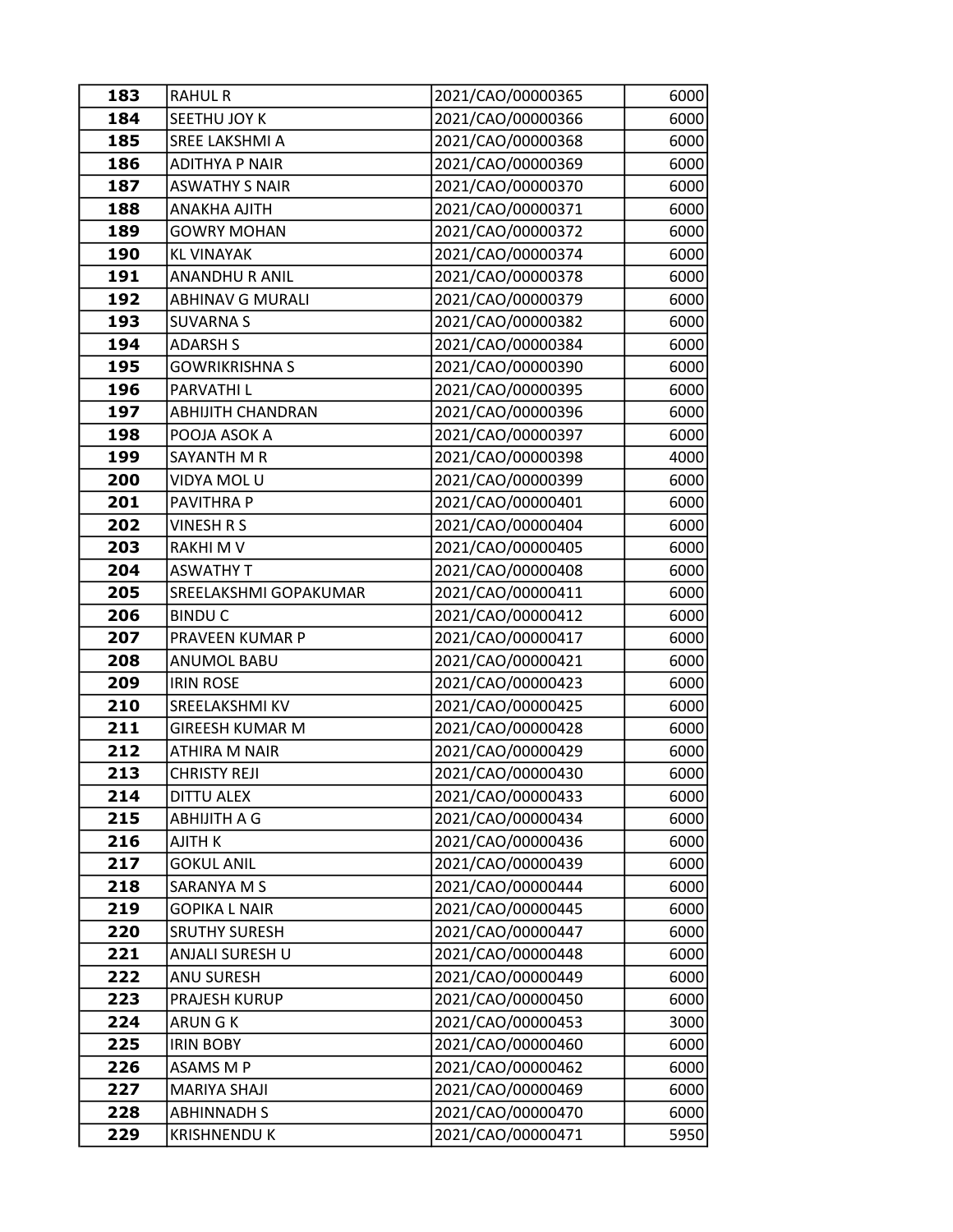| 183 | RAHUL R | 2021/CAO/00000365 | 6000 |
|---|---|---|---|
| 184 | SEETHU JOY K | 2021/CAO/00000366 | 6000 |
| 185 | SREE LAKSHMI A | 2021/CAO/00000368 | 6000 |
| 186 | ADITHYA P NAIR | 2021/CAO/00000369 | 6000 |
| 187 | ASWATHY S NAIR | 2021/CAO/00000370 | 6000 |
| 188 | ANAKHA AJITH | 2021/CAO/00000371 | 6000 |
| 189 | GOWRY MOHAN | 2021/CAO/00000372 | 6000 |
| 190 | KL VINAYAK | 2021/CAO/00000374 | 6000 |
| 191 | ANANDHU R ANIL | 2021/CAO/00000378 | 6000 |
| 192 | ABHINAV G MURALI | 2021/CAO/00000379 | 6000 |
| 193 | SUVARNA S | 2021/CAO/00000382 | 6000 |
| 194 | ADARSH S | 2021/CAO/00000384 | 6000 |
| 195 | GOWRIKRISHNA S | 2021/CAO/00000390 | 6000 |
| 196 | PARVATHI L | 2021/CAO/00000395 | 6000 |
| 197 | ABHIJITH CHANDRAN | 2021/CAO/00000396 | 6000 |
| 198 | POOJA ASOK A | 2021/CAO/00000397 | 6000 |
| 199 | SAYANTH M R | 2021/CAO/00000398 | 4000 |
| 200 | VIDYA MOL U | 2021/CAO/00000399 | 6000 |
| 201 | PAVITHRA P | 2021/CAO/00000401 | 6000 |
| 202 | VINESH R S | 2021/CAO/00000404 | 6000 |
| 203 | RAKHI M V | 2021/CAO/00000405 | 6000 |
| 204 | ASWATHY T | 2021/CAO/00000408 | 6000 |
| 205 | SREELAKSHMI GOPAKUMAR | 2021/CAO/00000411 | 6000 |
| 206 | BINDU C | 2021/CAO/00000412 | 6000 |
| 207 | PRAVEEN KUMAR P | 2021/CAO/00000417 | 6000 |
| 208 | ANUMOL BABU | 2021/CAO/00000421 | 6000 |
| 209 | IRIN ROSE | 2021/CAO/00000423 | 6000 |
| 210 | SREELAKSHMI KV | 2021/CAO/00000425 | 6000 |
| 211 | GIREESH KUMAR M | 2021/CAO/00000428 | 6000 |
| 212 | ATHIRA M NAIR | 2021/CAO/00000429 | 6000 |
| 213 | CHRISTY REJI | 2021/CAO/00000430 | 6000 |
| 214 | DITTU ALEX | 2021/CAO/00000433 | 6000 |
| 215 | ABHIJITH A G | 2021/CAO/00000434 | 6000 |
| 216 | AJITH K | 2021/CAO/00000436 | 6000 |
| 217 | GOKUL ANIL | 2021/CAO/00000439 | 6000 |
| 218 | SARANYA M S | 2021/CAO/00000444 | 6000 |
| 219 | GOPIKA L NAIR | 2021/CAO/00000445 | 6000 |
| 220 | SRUTHY SURESH | 2021/CAO/00000447 | 6000 |
| 221 | ANJALI SURESH U | 2021/CAO/00000448 | 6000 |
| 222 | ANU SURESH | 2021/CAO/00000449 | 6000 |
| 223 | PRAJESH KURUP | 2021/CAO/00000450 | 6000 |
| 224 | ARUN G K | 2021/CAO/00000453 | 3000 |
| 225 | IRIN BOBY | 2021/CAO/00000460 | 6000 |
| 226 | ASAMS M P | 2021/CAO/00000462 | 6000 |
| 227 | MARIYA SHAJI | 2021/CAO/00000469 | 6000 |
| 228 | ABHINNADH S | 2021/CAO/00000470 | 6000 |
| 229 | KRISHNENDU K | 2021/CAO/00000471 | 5950 |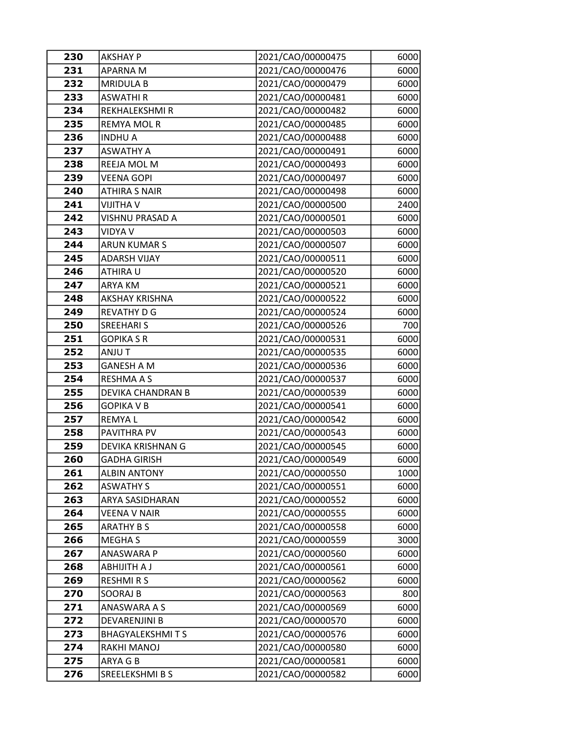| 230 | AKSHAY P | 2021/CAO/00000475 | 6000 |
|---|---|---|---|
| 231 | APARNA M | 2021/CAO/00000476 | 6000 |
| 232 | MRIDULA B | 2021/CAO/00000479 | 6000 |
| 233 | ASWATHI R | 2021/CAO/00000481 | 6000 |
| 234 | REKHALEKSHMI R | 2021/CAO/00000482 | 6000 |
| 235 | REMYA MOL R | 2021/CAO/00000485 | 6000 |
| 236 | INDHU A | 2021/CAO/00000488 | 6000 |
| 237 | ASWATHY A | 2021/CAO/00000491 | 6000 |
| 238 | REEJA MOL M | 2021/CAO/00000493 | 6000 |
| 239 | VEENA GOPI | 2021/CAO/00000497 | 6000 |
| 240 | ATHIRA S NAIR | 2021/CAO/00000498 | 6000 |
| 241 | VIJITHA V | 2021/CAO/00000500 | 2400 |
| 242 | VISHNU PRASAD A | 2021/CAO/00000501 | 6000 |
| 243 | VIDYA V | 2021/CAO/00000503 | 6000 |
| 244 | ARUN KUMAR S | 2021/CAO/00000507 | 6000 |
| 245 | ADARSH VIJAY | 2021/CAO/00000511 | 6000 |
| 246 | ATHIRA U | 2021/CAO/00000520 | 6000 |
| 247 | ARYA KM | 2021/CAO/00000521 | 6000 |
| 248 | AKSHAY KRISHNA | 2021/CAO/00000522 | 6000 |
| 249 | REVATHY D G | 2021/CAO/00000524 | 6000 |
| 250 | SREEHARI S | 2021/CAO/00000526 | 700 |
| 251 | GOPIKA S R | 2021/CAO/00000531 | 6000 |
| 252 | ANJU T | 2021/CAO/00000535 | 6000 |
| 253 | GANESH A M | 2021/CAO/00000536 | 6000 |
| 254 | RESHMA A S | 2021/CAO/00000537 | 6000 |
| 255 | DEVIKA CHANDRAN B | 2021/CAO/00000539 | 6000 |
| 256 | GOPIKA V B | 2021/CAO/00000541 | 6000 |
| 257 | REMYA L | 2021/CAO/00000542 | 6000 |
| 258 | PAVITHRA PV | 2021/CAO/00000543 | 6000 |
| 259 | DEVIKA KRISHNAN G | 2021/CAO/00000545 | 6000 |
| 260 | GADHA GIRISH | 2021/CAO/00000549 | 6000 |
| 261 | ALBIN ANTONY | 2021/CAO/00000550 | 1000 |
| 262 | ASWATHY S | 2021/CAO/00000551 | 6000 |
| 263 | ARYA SASIDHARAN | 2021/CAO/00000552 | 6000 |
| 264 | VEENA V NAIR | 2021/CAO/00000555 | 6000 |
| 265 | ARATHY B S | 2021/CAO/00000558 | 6000 |
| 266 | MEGHA S | 2021/CAO/00000559 | 3000 |
| 267 | ANASWARA P | 2021/CAO/00000560 | 6000 |
| 268 | ABHIJITH A J | 2021/CAO/00000561 | 6000 |
| 269 | RESHMI R S | 2021/CAO/00000562 | 6000 |
| 270 | SOORAJ B | 2021/CAO/00000563 | 800 |
| 271 | ANASWARA A S | 2021/CAO/00000569 | 6000 |
| 272 | DEVARENJINI B | 2021/CAO/00000570 | 6000 |
| 273 | BHAGYALEKSHMI T S | 2021/CAO/00000576 | 6000 |
| 274 | RAKHI MANOJ | 2021/CAO/00000580 | 6000 |
| 275 | ARYA G B | 2021/CAO/00000581 | 6000 |
| 276 | SREELEKSHMI B S | 2021/CAO/00000582 | 6000 |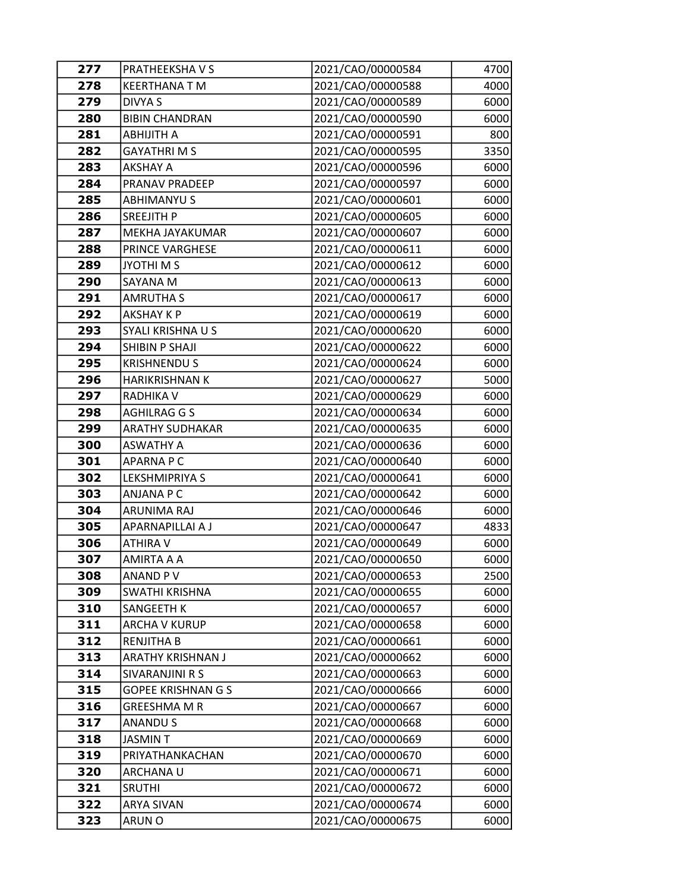| 277 | PRATHEEKSHA V S | 2021/CAO/00000584 | 4700 |
|---|---|---|---|
| 278 | KEERTHANA T M | 2021/CAO/00000588 | 4000 |
| 279 | DIVYA S | 2021/CAO/00000589 | 6000 |
| 280 | BIBIN CHANDRAN | 2021/CAO/00000590 | 6000 |
| 281 | ABHIJITH A | 2021/CAO/00000591 | 800 |
| 282 | GAYATHRI M S | 2021/CAO/00000595 | 3350 |
| 283 | AKSHAY A | 2021/CAO/00000596 | 6000 |
| 284 | PRANAV PRADEEP | 2021/CAO/00000597 | 6000 |
| 285 | ABHIMANYU S | 2021/CAO/00000601 | 6000 |
| 286 | SREEJITH P | 2021/CAO/00000605 | 6000 |
| 287 | MEKHA JAYAKUMAR | 2021/CAO/00000607 | 6000 |
| 288 | PRINCE VARGHESE | 2021/CAO/00000611 | 6000 |
| 289 | JYOTHI M S | 2021/CAO/00000612 | 6000 |
| 290 | SAYANA M | 2021/CAO/00000613 | 6000 |
| 291 | AMRUTHA S | 2021/CAO/00000617 | 6000 |
| 292 | AKSHAY K P | 2021/CAO/00000619 | 6000 |
| 293 | SYALI KRISHNA U S | 2021/CAO/00000620 | 6000 |
| 294 | SHIBIN P SHAJI | 2021/CAO/00000622 | 6000 |
| 295 | KRISHNENDU S | 2021/CAO/00000624 | 6000 |
| 296 | HARIKRISHNAN K | 2021/CAO/00000627 | 5000 |
| 297 | RADHIKA V | 2021/CAO/00000629 | 6000 |
| 298 | AGHILRAG G S | 2021/CAO/00000634 | 6000 |
| 299 | ARATHY SUDHAKAR | 2021/CAO/00000635 | 6000 |
| 300 | ASWATHY A | 2021/CAO/00000636 | 6000 |
| 301 | APARNA P C | 2021/CAO/00000640 | 6000 |
| 302 | LEKSHMIPRIYA S | 2021/CAO/00000641 | 6000 |
| 303 | ANJANA P C | 2021/CAO/00000642 | 6000 |
| 304 | ARUNIMA RAJ | 2021/CAO/00000646 | 6000 |
| 305 | APARNAPILLAI A J | 2021/CAO/00000647 | 4833 |
| 306 | ATHIRA V | 2021/CAO/00000649 | 6000 |
| 307 | AMIRTA A A | 2021/CAO/00000650 | 6000 |
| 308 | ANAND P V | 2021/CAO/00000653 | 2500 |
| 309 | SWATHI KRISHNA | 2021/CAO/00000655 | 6000 |
| 310 | SANGEETH K | 2021/CAO/00000657 | 6000 |
| 311 | ARCHA V KURUP | 2021/CAO/00000658 | 6000 |
| 312 | RENJITHA B | 2021/CAO/00000661 | 6000 |
| 313 | ARATHY KRISHNAN J | 2021/CAO/00000662 | 6000 |
| 314 | SIVARANJINI R S | 2021/CAO/00000663 | 6000 |
| 315 | GOPEE KRISHNAN G S | 2021/CAO/00000666 | 6000 |
| 316 | GREESHMA M R | 2021/CAO/00000667 | 6000 |
| 317 | ANANDU S | 2021/CAO/00000668 | 6000 |
| 318 | JASMIN T | 2021/CAO/00000669 | 6000 |
| 319 | PRIYATHANKACHAN | 2021/CAO/00000670 | 6000 |
| 320 | ARCHANA U | 2021/CAO/00000671 | 6000 |
| 321 | SRUTHI | 2021/CAO/00000672 | 6000 |
| 322 | ARYA SIVAN | 2021/CAO/00000674 | 6000 |
| 323 | ARUN O | 2021/CAO/00000675 | 6000 |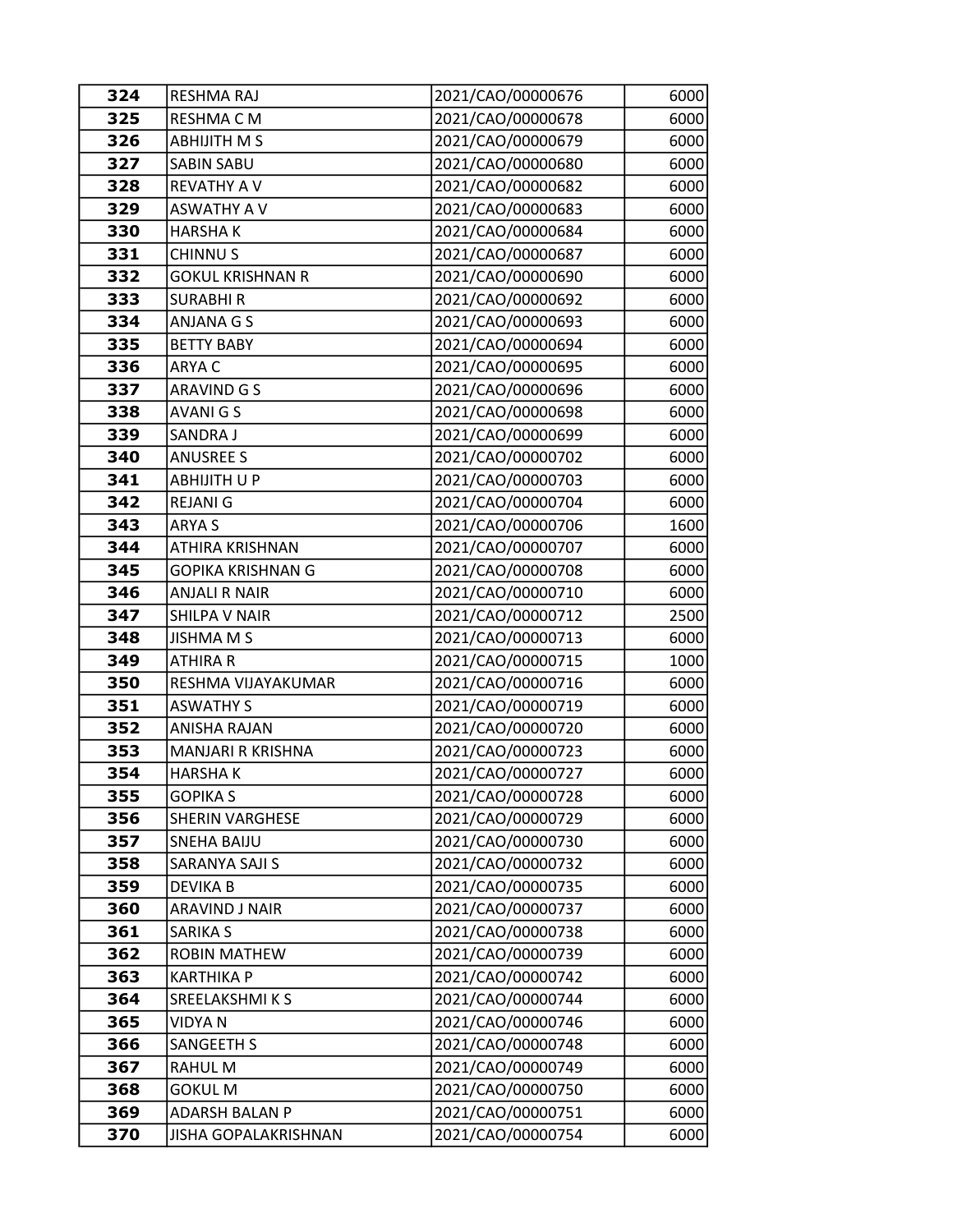| 324 | RESHMA RAJ | 2021/CAO/00000676 | 6000 |
|---|---|---|---|
| 325 | RESHMA C M | 2021/CAO/00000678 | 6000 |
| 326 | ABHIJITH M S | 2021/CAO/00000679 | 6000 |
| 327 | SABIN SABU | 2021/CAO/00000680 | 6000 |
| 328 | REVATHY A V | 2021/CAO/00000682 | 6000 |
| 329 | ASWATHY A V | 2021/CAO/00000683 | 6000 |
| 330 | HARSHA K | 2021/CAO/00000684 | 6000 |
| 331 | CHINNU S | 2021/CAO/00000687 | 6000 |
| 332 | GOKUL KRISHNAN R | 2021/CAO/00000690 | 6000 |
| 333 | SURABHI R | 2021/CAO/00000692 | 6000 |
| 334 | ANJANA G S | 2021/CAO/00000693 | 6000 |
| 335 | BETTY BABY | 2021/CAO/00000694 | 6000 |
| 336 | ARYA C | 2021/CAO/00000695 | 6000 |
| 337 | ARAVIND G S | 2021/CAO/00000696 | 6000 |
| 338 | AVANI G S | 2021/CAO/00000698 | 6000 |
| 339 | SANDRA J | 2021/CAO/00000699 | 6000 |
| 340 | ANUSREE S | 2021/CAO/00000702 | 6000 |
| 341 | ABHIJITH U P | 2021/CAO/00000703 | 6000 |
| 342 | REJANI G | 2021/CAO/00000704 | 6000 |
| 343 | ARYA S | 2021/CAO/00000706 | 1600 |
| 344 | ATHIRA KRISHNAN | 2021/CAO/00000707 | 6000 |
| 345 | GOPIKA KRISHNAN G | 2021/CAO/00000708 | 6000 |
| 346 | ANJALI R NAIR | 2021/CAO/00000710 | 6000 |
| 347 | SHILPA V NAIR | 2021/CAO/00000712 | 2500 |
| 348 | JISHMA M S | 2021/CAO/00000713 | 6000 |
| 349 | ATHIRA R | 2021/CAO/00000715 | 1000 |
| 350 | RESHMA VIJAYAKUMAR | 2021/CAO/00000716 | 6000 |
| 351 | ASWATHY S | 2021/CAO/00000719 | 6000 |
| 352 | ANISHA RAJAN | 2021/CAO/00000720 | 6000 |
| 353 | MANJARI R KRISHNA | 2021/CAO/00000723 | 6000 |
| 354 | HARSHA K | 2021/CAO/00000727 | 6000 |
| 355 | GOPIKA S | 2021/CAO/00000728 | 6000 |
| 356 | SHERIN VARGHESE | 2021/CAO/00000729 | 6000 |
| 357 | SNEHA BAIJU | 2021/CAO/00000730 | 6000 |
| 358 | SARANYA SAJI S | 2021/CAO/00000732 | 6000 |
| 359 | DEVIKA B | 2021/CAO/00000735 | 6000 |
| 360 | ARAVIND J NAIR | 2021/CAO/00000737 | 6000 |
| 361 | SARIKA S | 2021/CAO/00000738 | 6000 |
| 362 | ROBIN MATHEW | 2021/CAO/00000739 | 6000 |
| 363 | KARTHIKA P | 2021/CAO/00000742 | 6000 |
| 364 | SREELAKSHMI K S | 2021/CAO/00000744 | 6000 |
| 365 | VIDYA N | 2021/CAO/00000746 | 6000 |
| 366 | SANGEETH S | 2021/CAO/00000748 | 6000 |
| 367 | RAHUL M | 2021/CAO/00000749 | 6000 |
| 368 | GOKUL M | 2021/CAO/00000750 | 6000 |
| 369 | ADARSH BALAN P | 2021/CAO/00000751 | 6000 |
| 370 | JISHA GOPALAKRISHNAN | 2021/CAO/00000754 | 6000 |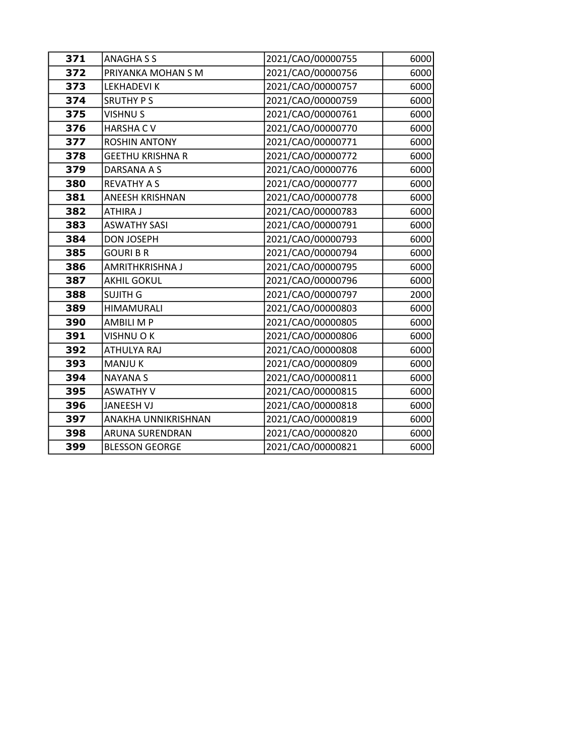| | | | |
|---|---|---|---|
| **371** | ANAGHA S S | 2021/CAO/00000755 | 6000 |
| **372** | PRIYANKA MOHAN S M | 2021/CAO/00000756 | 6000 |
| **373** | LEKHADEVI K | 2021/CAO/00000757 | 6000 |
| **374** | SRUTHY P S | 2021/CAO/00000759 | 6000 |
| **375** | VISHNU S | 2021/CAO/00000761 | 6000 |
| **376** | HARSHA C V | 2021/CAO/00000770 | 6000 |
| **377** | ROSHIN ANTONY | 2021/CAO/00000771 | 6000 |
| **378** | GEETHU KRISHNA R | 2021/CAO/00000772 | 6000 |
| **379** | DARSANA A S | 2021/CAO/00000776 | 6000 |
| **380** | REVATHY A S | 2021/CAO/00000777 | 6000 |
| **381** | ANEESH KRISHNAN | 2021/CAO/00000778 | 6000 |
| **382** | ATHIRA J | 2021/CAO/00000783 | 6000 |
| **383** | ASWATHY SASI | 2021/CAO/00000791 | 6000 |
| **384** | DON JOSEPH | 2021/CAO/00000793 | 6000 |
| **385** | GOURI B R | 2021/CAO/00000794 | 6000 |
| **386** | AMRITHKRISHNA J | 2021/CAO/00000795 | 6000 |
| **387** | AKHIL GOKUL | 2021/CAO/00000796 | 6000 |
| **388** | SUJITH G | 2021/CAO/00000797 | 2000 |
| **389** | HIMAMURALI | 2021/CAO/00000803 | 6000 |
| **390** | AMBILI M P | 2021/CAO/00000805 | 6000 |
| **391** | VISHNU O K | 2021/CAO/00000806 | 6000 |
| **392** | ATHULYA RAJ | 2021/CAO/00000808 | 6000 |
| **393** | MANJU K | 2021/CAO/00000809 | 6000 |
| **394** | NAYANA S | 2021/CAO/00000811 | 6000 |
| **395** | ASWATHY V | 2021/CAO/00000815 | 6000 |
| **396** | JANEESH VJ | 2021/CAO/00000818 | 6000 |
| **397** | ANAKHA UNNIKRISHNAN | 2021/CAO/00000819 | 6000 |
| **398** | ARUNA SURENDRAN | 2021/CAO/00000820 | 6000 |
| **399** | BLESSON GEORGE | 2021/CAO/00000821 | 6000 |